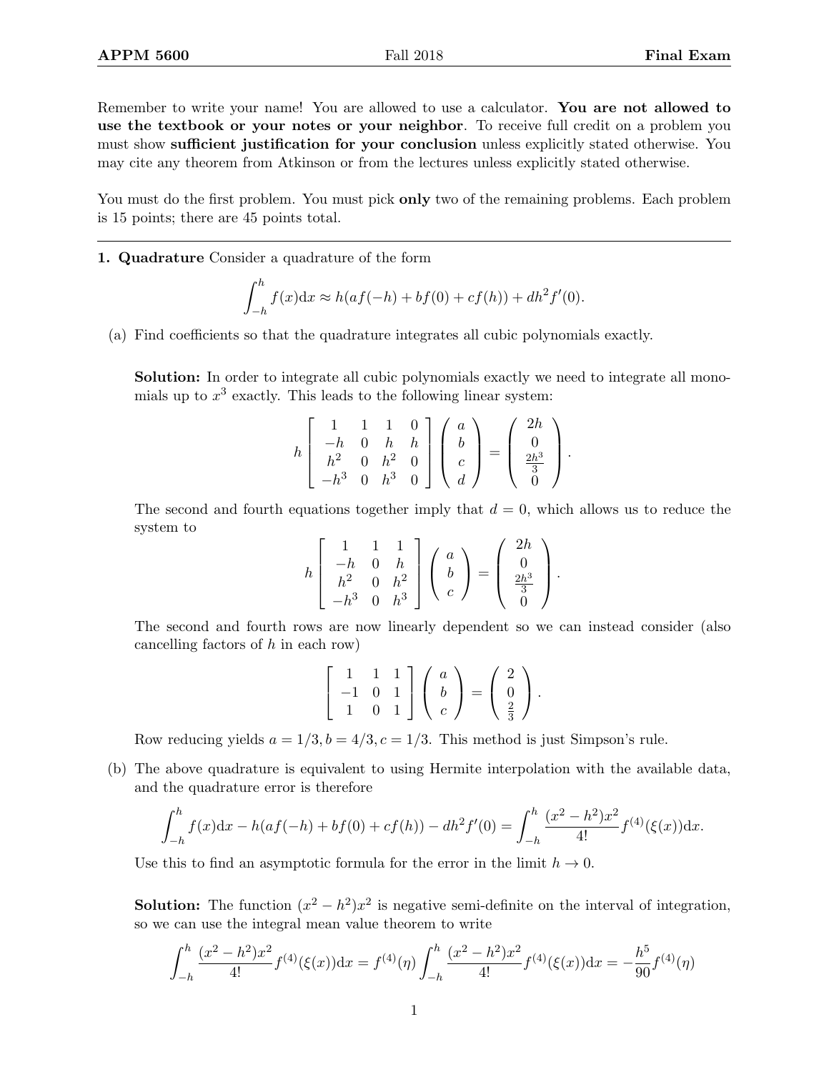Remember to write your name! You are allowed to use a calculator. **You are not allowed to use the textbook or your notes or your neighbor**. To receive full credit on a problem you must show **sufficient justification for your conclusion** unless explicitly stated otherwise. You may cite any theorem from Atkinson or from the lectures unless explicitly stated otherwise.

You must do the first problem. You must pick **only** two of the remaining problems. Each problem is 15 points; there are 45 points total.

---

**1. Quadrature** Consider a quadrature of the form

$$\int_{-h}^{h} f(x)\mathrm{d}x \approx h(af(-h) + bf(0) + cf(h)) + dh^2 f'(0).$$

(a) Find coefficients so that the quadrature integrates all cubic polynomials exactly.

**Solution:** In order to integrate all cubic polynomials exactly we need to integrate all monomials up to $x^3$ exactly. This leads to the following linear system:

$$h\begin{bmatrix} 1 & 1 & 1 & 0 \\ -h & 0 & h & h \\ h^2 & 0 & h^2 & 0 \\ -h^3 & 0 & h^3 & 0 \end{bmatrix}\begin{pmatrix} a \\ b \\ c \\ d \end{pmatrix} = \begin{pmatrix} 2h \\ 0 \\ \frac{2h^3}{3} \\ 0 \end{pmatrix}.$$

The second and fourth equations together imply that $d = 0$, which allows us to reduce the system to

$$h\begin{bmatrix} 1 & 1 & 1 \\ -h & 0 & h \\ h^2 & 0 & h^2 \\ -h^3 & 0 & h^3 \end{bmatrix}\begin{pmatrix} a \\ b \\ c \end{pmatrix} = \begin{pmatrix} 2h \\ 0 \\ \frac{2h^3}{3} \\ 0 \end{pmatrix}.$$

The second and fourth rows are now linearly dependent so we can instead consider (also cancelling factors of $h$ in each row)

$$\begin{bmatrix} 1 & 1 & 1 \\ -1 & 0 & 1 \\ 1 & 0 & 1 \end{bmatrix}\begin{pmatrix} a \\ b \\ c \end{pmatrix} = \begin{pmatrix} 2 \\ 0 \\ \frac{2}{3} \end{pmatrix}.$$

Row reducing yields $a = 1/3, b = 4/3, c = 1/3$. This method is just Simpson's rule.

(b) The above quadrature is equivalent to using Hermite interpolation with the available data, and the quadrature error is therefore

$$\int_{-h}^{h} f(x)\mathrm{d}x - h(af(-h) + bf(0) + cf(h)) - dh^2 f'(0) = \int_{-h}^{h} \frac{(x^2 - h^2)x^2}{4!} f^{(4)}(\xi(x))\mathrm{d}x.$$

Use this to find an asymptotic formula for the error in the limit $h \to 0$.

**Solution:** The function $(x^2 - h^2)x^2$ is negative semi-definite on the interval of integration, so we can use the integral mean value theorem to write

$$\int_{-h}^{h} \frac{(x^2 - h^2)x^2}{4!} f^{(4)}(\xi(x))\mathrm{d}x = f^{(4)}(\eta) \int_{-h}^{h} \frac{(x^2 - h^2)x^2}{4!} f^{(4)}(\xi(x))\mathrm{d}x = -\frac{h^5}{90} f^{(4)}(\eta)$$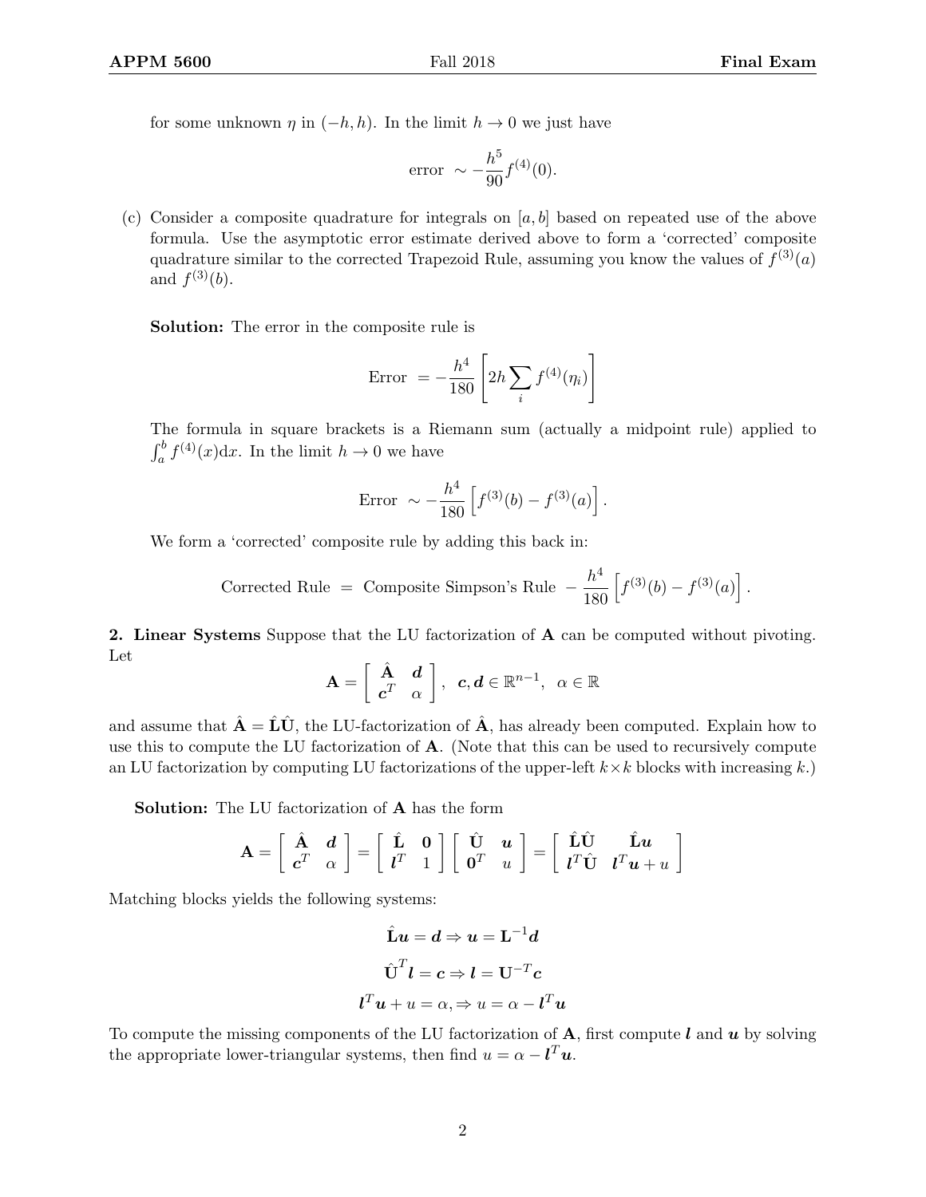for some unknown $\eta$ in $(-h, h)$. In the limit $h \to 0$ we just have

$$\text{error} \sim -\frac{h^5}{90} f^{(4)}(0).$$

(c) Consider a composite quadrature for integrals on $[a, b]$ based on repeated use of the above formula. Use the asymptotic error estimate derived above to form a 'corrected' composite quadrature similar to the corrected Trapezoid Rule, assuming you know the values of $f^{(3)}(a)$ and $f^{(3)}(b)$.

**Solution:** The error in the composite rule is

$$\text{Error} = -\frac{h^4}{180}\left[2h \sum_i f^{(4)}(\eta_i)\right]$$

The formula in square brackets is a Riemann sum (actually a midpoint rule) applied to $\int_a^b f^{(4)}(x)\mathrm{d}x$. In the limit $h \to 0$ we have

$$\text{Error} \sim -\frac{h^4}{180}\left[f^{(3)}(b) - f^{(3)}(a)\right].$$

We form a 'corrected' composite rule by adding this back in:

$$\text{Corrected Rule} = \text{Composite Simpson's Rule} - \frac{h^4}{180}\left[f^{(3)}(b) - f^{(3)}(a)\right].$$

**2. Linear Systems** Suppose that the LU factorization of $\mathbf{A}$ can be computed without pivoting. Let

$$\mathbf{A} = \begin{bmatrix} \hat{\mathbf{A}} & \boldsymbol{d} \\ \boldsymbol{c}^T & \alpha \end{bmatrix}, \quad \boldsymbol{c}, \boldsymbol{d} \in \mathbb{R}^{n-1}, \quad \alpha \in \mathbb{R}$$

and assume that $\hat{\mathbf{A}} = \hat{\mathbf{L}}\hat{\mathbf{U}}$, the LU-factorization of $\hat{\mathbf{A}}$, has already been computed. Explain how to use this to compute the LU factorization of $\mathbf{A}$. (Note that this can be used to recursively compute an LU factorization by computing LU factorizations of the upper-left $k \times k$ blocks with increasing $k$.)

**Solution:** The LU factorization of $\mathbf{A}$ has the form

$$\mathbf{A} = \begin{bmatrix} \hat{\mathbf{A}} & \boldsymbol{d} \\ \boldsymbol{c}^T & \alpha \end{bmatrix} = \begin{bmatrix} \hat{\mathbf{L}} & \mathbf{0} \\ \boldsymbol{l}^T & 1 \end{bmatrix} \begin{bmatrix} \hat{\mathbf{U}} & \boldsymbol{u} \\ \mathbf{0}^T & u \end{bmatrix} = \begin{bmatrix} \hat{\mathbf{L}}\hat{\mathbf{U}} & \hat{\mathbf{L}}\boldsymbol{u} \\ \boldsymbol{l}^T\hat{\mathbf{U}} & \boldsymbol{l}^T\boldsymbol{u} + u \end{bmatrix}$$

Matching blocks yields the following systems:

$$\hat{\mathbf{L}}\boldsymbol{u} = \boldsymbol{d} \Rightarrow \boldsymbol{u} = \mathbf{L}^{-1}\boldsymbol{d}$$

$$\hat{\mathbf{U}}^T\boldsymbol{l} = \boldsymbol{c} \Rightarrow \boldsymbol{l} = \mathbf{U}^{-T}\boldsymbol{c}$$

$$\boldsymbol{l}^T\boldsymbol{u} + u = \alpha, \Rightarrow u = \alpha - \boldsymbol{l}^T\boldsymbol{u}$$

To compute the missing components of the LU factorization of $\mathbf{A}$, first compute $\boldsymbol{l}$ and $\boldsymbol{u}$ by solving the appropriate lower-triangular systems, then find $u = \alpha - \boldsymbol{l}^T\boldsymbol{u}$.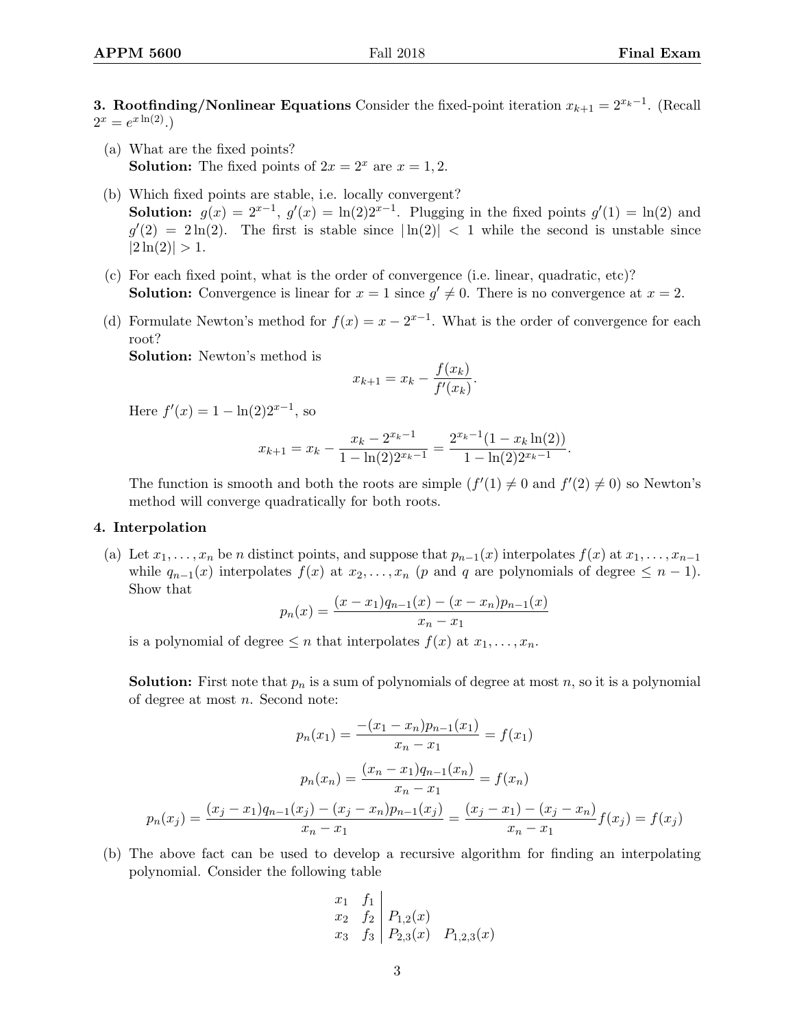**3. Rootfinding/Nonlinear Equations** Consider the fixed-point iteration $x_{k+1} = 2^{x_k - 1}$. (Recall $2^x = e^{x \ln(2)}$.)

(a) What are the fixed points?
**Solution:** The fixed points of $2x = 2^x$ are $x = 1, 2$.

(b) Which fixed points are stable, i.e. locally convergent?
**Solution:** $g(x) = 2^{x-1}$, $g'(x) = \ln(2)2^{x-1}$. Plugging in the fixed points $g'(1) = \ln(2)$ and $g'(2) = 2\ln(2)$. The first is stable since $|\ln(2)| < 1$ while the second is unstable since $|2\ln(2)| > 1$.

(c) For each fixed point, what is the order of convergence (i.e. linear, quadratic, etc)?
**Solution:** Convergence is linear for $x = 1$ since $g' \neq 0$. There is no convergence at $x = 2$.

(d) Formulate Newton's method for $f(x) = x - 2^{x-1}$. What is the order of convergence for each root?
**Solution:** Newton's method is

$$x_{k+1} = x_k - \frac{f(x_k)}{f'(x_k)}.$$

Here $f'(x) = 1 - \ln(2)2^{x-1}$, so

$$x_{k+1} = x_k - \frac{x_k - 2^{x_k-1}}{1 - \ln(2)2^{x_k-1}} = \frac{2^{x_k-1}(1 - x_k \ln(2))}{1 - \ln(2)2^{x_k-1}}.$$

The function is smooth and both the roots are simple ($f'(1) \neq 0$ and $f'(2) \neq 0$) so Newton's method will converge quadratically for both roots.

**4. Interpolation**

(a) Let $x_1, \ldots, x_n$ be $n$ distinct points, and suppose that $p_{n-1}(x)$ interpolates $f(x)$ at $x_1, \ldots, x_{n-1}$ while $q_{n-1}(x)$ interpolates $f(x)$ at $x_2, \ldots, x_n$ ($p$ and $q$ are polynomials of degree $\leq n-1$). Show that

$$p_n(x) = \frac{(x - x_1)q_{n-1}(x) - (x - x_n)p_{n-1}(x)}{x_n - x_1}$$

is a polynomial of degree $\leq n$ that interpolates $f(x)$ at $x_1, \ldots, x_n$.

**Solution:** First note that $p_n$ is a sum of polynomials of degree at most $n$, so it is a polynomial of degree at most $n$. Second note:

$$p_n(x_1) = \frac{-(x_1 - x_n)p_{n-1}(x_1)}{x_n - x_1} = f(x_1)$$

$$p_n(x_n) = \frac{(x_n - x_1)q_{n-1}(x_n)}{x_n - x_1} = f(x_n)$$

$$p_n(x_j) = \frac{(x_j - x_1)q_{n-1}(x_j) - (x_j - x_n)p_{n-1}(x_j)}{x_n - x_1} = \frac{(x_j - x_1) - (x_j - x_n)}{x_n - x_1} f(x_j) = f(x_j)$$

(b) The above fact can be used to develop a recursive algorithm for finding an interpolating polynomial. Consider the following table

$$\begin{array}{cc|cc}
x_1 & f_1 & & \\
x_2 & f_2 & P_{1,2}(x) & \\
x_3 & f_3 & P_{2,3}(x) & P_{1,2,3}(x)
\end{array}$$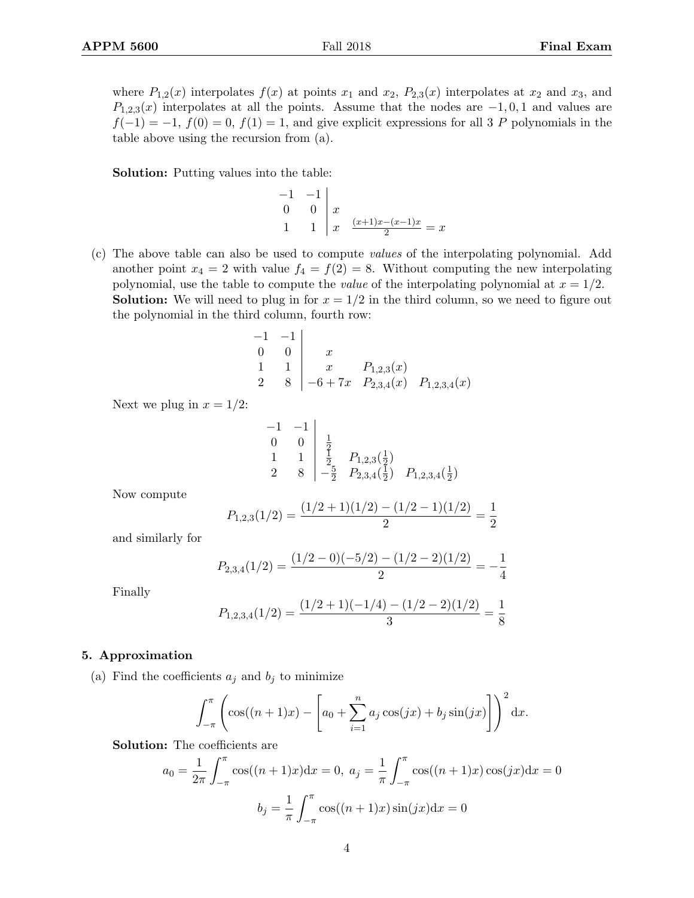where $P_{1,2}(x)$ interpolates $f(x)$ at points $x_1$ and $x_2$, $P_{2,3}(x)$ interpolates at $x_2$ and $x_3$, and $P_{1,2,3}(x)$ interpolates at all the points. Assume that the nodes are $-1, 0, 1$ and values are $f(-1) = -1$, $f(0) = 0$, $f(1) = 1$, and give explicit expressions for all 3 $P$ polynomials in the table above using the recursion from (a).

**Solution:** Putting values into the table:

$$\begin{array}{cc|cc}
-1 & -1 & & \\
0 & 0 & x & \\
1 & 1 & x & \frac{(x+1)x-(x-1)x}{2} = x
\end{array}$$

(c) The above table can also be used to compute *values* of the interpolating polynomial. Add another point $x_4 = 2$ with value $f_4 = f(2) = 8$. Without computing the new interpolating polynomial, use the table to compute the *value* of the interpolating polynomial at $x = 1/2$.

**Solution:** We will need to plug in for $x = 1/2$ in the third column, so we need to figure out the polynomial in the third column, fourth row:

$$\begin{array}{cc|ccc}
-1 & -1 & & & \\
0 & 0 & x & & \\
1 & 1 & x & P_{1,2,3}(x) & \\
2 & 8 & -6+7x & P_{2,3,4}(x) & P_{1,2,3,4}(x)
\end{array}$$

Next we plug in $x = 1/2$:

$$\begin{array}{cc|ccc}
-1 & -1 & & & \\
0 & 0 & \frac{1}{2} & & \\
1 & 1 & \frac{1}{2} & P_{1,2,3}(\frac{1}{2}) & \\
2 & 8 & -\frac{5}{2} & P_{2,3,4}(\frac{1}{2}) & P_{1,2,3,4}(\frac{1}{2})
\end{array}$$

Now compute

$$P_{1,2,3}(1/2) = \frac{(1/2+1)(1/2) - (1/2-1)(1/2)}{2} = \frac{1}{2}$$

and similarly for

$$P_{2,3,4}(1/2) = \frac{(1/2-0)(-5/2) - (1/2-2)(1/2)}{2} = -\frac{1}{4}$$

Finally

$$P_{1,2,3,4}(1/2) = \frac{(1/2+1)(-1/4) - (1/2-2)(1/2)}{3} = \frac{1}{8}$$

### 5. Approximation

(a) Find the coefficients $a_j$ and $b_j$ to minimize

$$\int_{-\pi}^{\pi} \left( \cos((n+1)x) - \left[ a_0 + \sum_{i=1}^{n} a_j \cos(jx) + b_j \sin(jx) \right] \right)^2 \mathrm{d}x.$$

**Solution:** The coefficients are

$$a_0 = \frac{1}{2\pi} \int_{-\pi}^{\pi} \cos((n+1)x)\mathrm{d}x = 0, \; a_j = \frac{1}{\pi} \int_{-\pi}^{\pi} \cos((n+1)x)\cos(jx)\mathrm{d}x = 0$$

$$b_j = \frac{1}{\pi} \int_{-\pi}^{\pi} \cos((n+1)x)\sin(jx)\mathrm{d}x = 0$$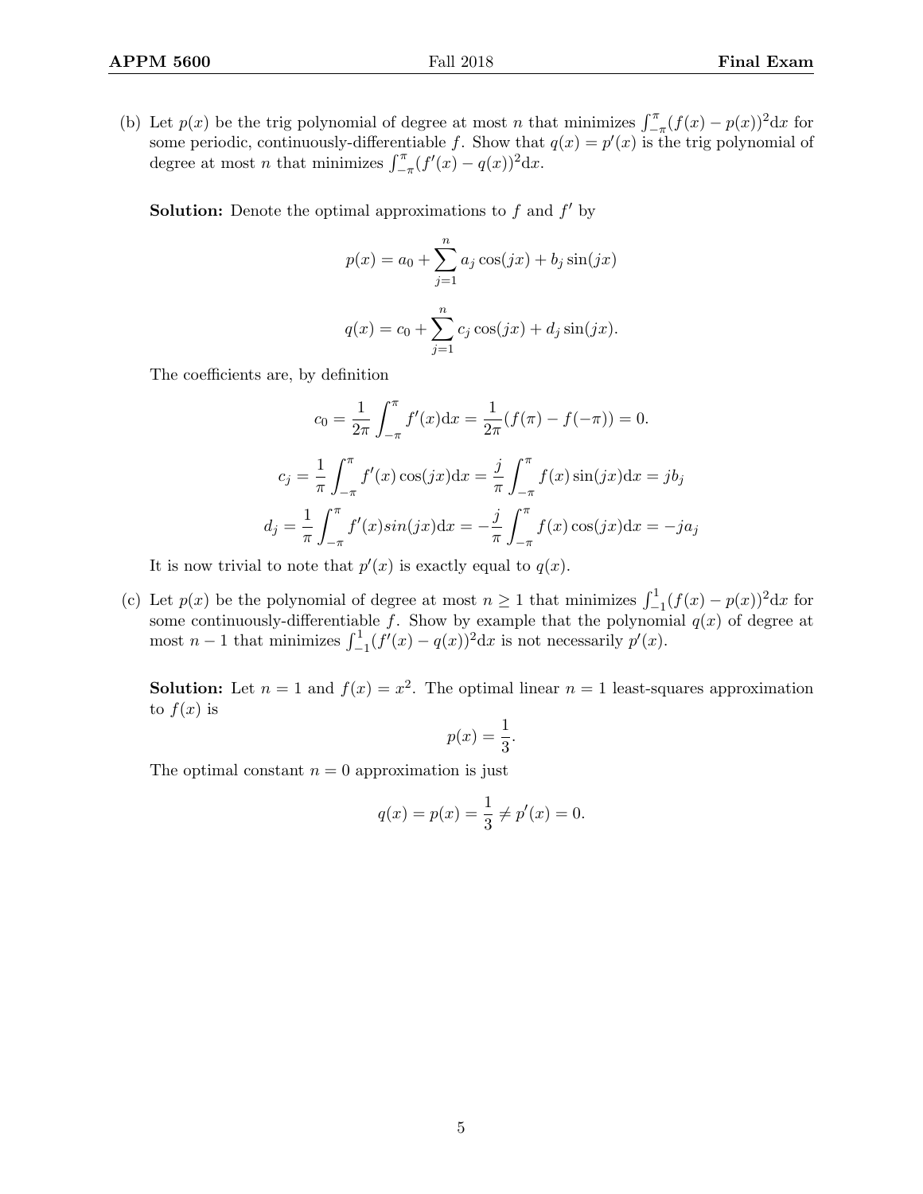(b) Let $p(x)$ be the trig polynomial of degree at most $n$ that minimizes $\int_{-\pi}^{\pi}(f(x) - p(x))^2 \mathrm{d}x$ for some periodic, continuously-differentiable $f$. Show that $q(x) = p'(x)$ is the trig polynomial of degree at most $n$ that minimizes $\int_{-\pi}^{\pi}(f'(x) - q(x))^2 \mathrm{d}x$.

**Solution:** Denote the optimal approximations to $f$ and $f'$ by

$$p(x) = a_0 + \sum_{j=1}^{n} a_j \cos(jx) + b_j \sin(jx)$$

$$q(x) = c_0 + \sum_{j=1}^{n} c_j \cos(jx) + d_j \sin(jx).$$

The coefficients are, by definition

$$c_0 = \frac{1}{2\pi}\int_{-\pi}^{\pi} f'(x)\mathrm{d}x = \frac{1}{2\pi}(f(\pi) - f(-\pi)) = 0.$$

$$c_j = \frac{1}{\pi}\int_{-\pi}^{\pi} f'(x)\cos(jx)\mathrm{d}x = \frac{j}{\pi}\int_{-\pi}^{\pi} f(x)\sin(jx)\mathrm{d}x = jb_j$$

$$d_j = \frac{1}{\pi}\int_{-\pi}^{\pi} f'(x) sin(jx)\mathrm{d}x = -\frac{j}{\pi}\int_{-\pi}^{\pi} f(x)\cos(jx)\mathrm{d}x = -ja_j$$

It is now trivial to note that $p'(x)$ is exactly equal to $q(x)$.

(c) Let $p(x)$ be the polynomial of degree at most $n \geq 1$ that minimizes $\int_{-1}^{1}(f(x) - p(x))^2 \mathrm{d}x$ for some continuously-differentiable $f$. Show by example that the polynomial $q(x)$ of degree at most $n - 1$ that minimizes $\int_{-1}^{1}(f'(x) - q(x))^2 \mathrm{d}x$ is not necessarily $p'(x)$.

**Solution:** Let $n = 1$ and $f(x) = x^2$. The optimal linear $n = 1$ least-squares approximation to $f(x)$ is

$$p(x) = \frac{1}{3}.$$

The optimal constant $n = 0$ approximation is just

$$q(x) = p(x) = \frac{1}{3} \neq p'(x) = 0.$$